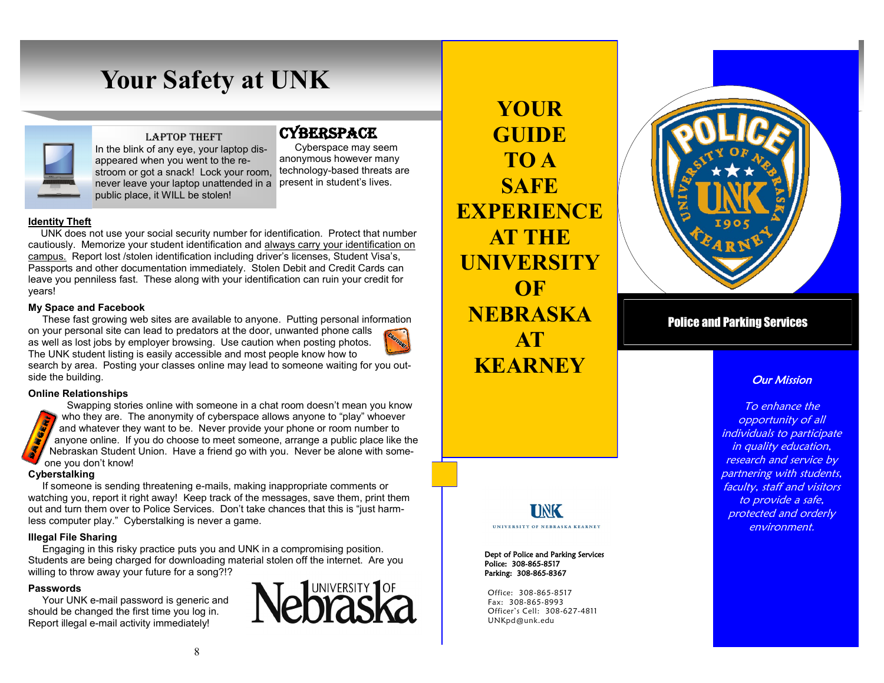# Your Safety at UNK

### LAPTOP THEFT

In the blink of any eye, your laptop disappeared when you went to the restroom or got a snack! Lock your room, never leave your laptop unattended in a public place, it WILL be stolen!

### CYBERSPACE

Cyberspace may seem anonymous however many technology-based threats are present in student's lives.

**Identity Theft**

UNK does not use your social security number for identification. Protect that number cautiously. Memorize your student identification and always carry your identification on campus. Report lost /stolen identification including driver's licenses, Student Visa's, Passports and other documentation immediately. Stolen Debit and Credit Cards can leave you penniless fast. These along with your identification can ruin your credit for years!

**My Space and Facebook**

These fast growing web sites are available to anyone. Putting personal information on your personal site can lead to predators at the door, unwanted phone calls as well as lost jobs by employer browsing. Use caution when posting photos. The UNK student listing is easily accessible and most people know how to search by area. Posting your classes online may lead to someone waiting for you outside the building.

**Online Relationships**

Swapping stories online with someone in a chat room doesn't mean you know who they are. The anonymity of cyberspace allows anyone to "play" whoever and whatever they want to be. Never provide your phone or room number to anyone online. If you do choose to meet someone, arrange a public place like the Nebraskan Student Union. Have a friend go with you. Never be alone with someone you don't know!

**Cyberstalking**

If someone is sending threatening e-mails, making inappropriate comments or watching you, report it right away! Keep track of the messages, save them, print them out and turn them over to Police Services. Don't take chances that this is "just harmless computer play." Cyberstalking is never a game.

**Illegal File Sharing**

Engaging in this risky practice puts you and UNK in a compromising position. Students are being charged for downloading material stolen off the internet. Are you willing to throw away your future for a song?!?

**Passwords**

Your UNK e-mail password is generic and should be changed the first time you log in. Report illegal e-mail activity immediately!

University of Nebraska

# YOUR GUIDE TO A SAFE EXPERIENCE AT THE UNIVERSITY OF NEBRASKA AT KEARNEY

UNK
UNIVERSITY OF NEBRASKA KEARNEY

Dept of Police and Parking Services
Police: 308-865-8517
Parking: 308-865-8367

Office: 308-865-8517
Fax: 308-865-8993
Officer's Cell: 308-627-4811
UNKpd@unk.edu

POLICE — University of Nebraska — UNK — 1905 — Kearney

## Police and Parking Services

### *Our Mission*

*To enhance the opportunity of all individuals to participate in quality education, research and service by partnering with students, faculty, staff and visitors to provide a safe, protected and orderly environment.*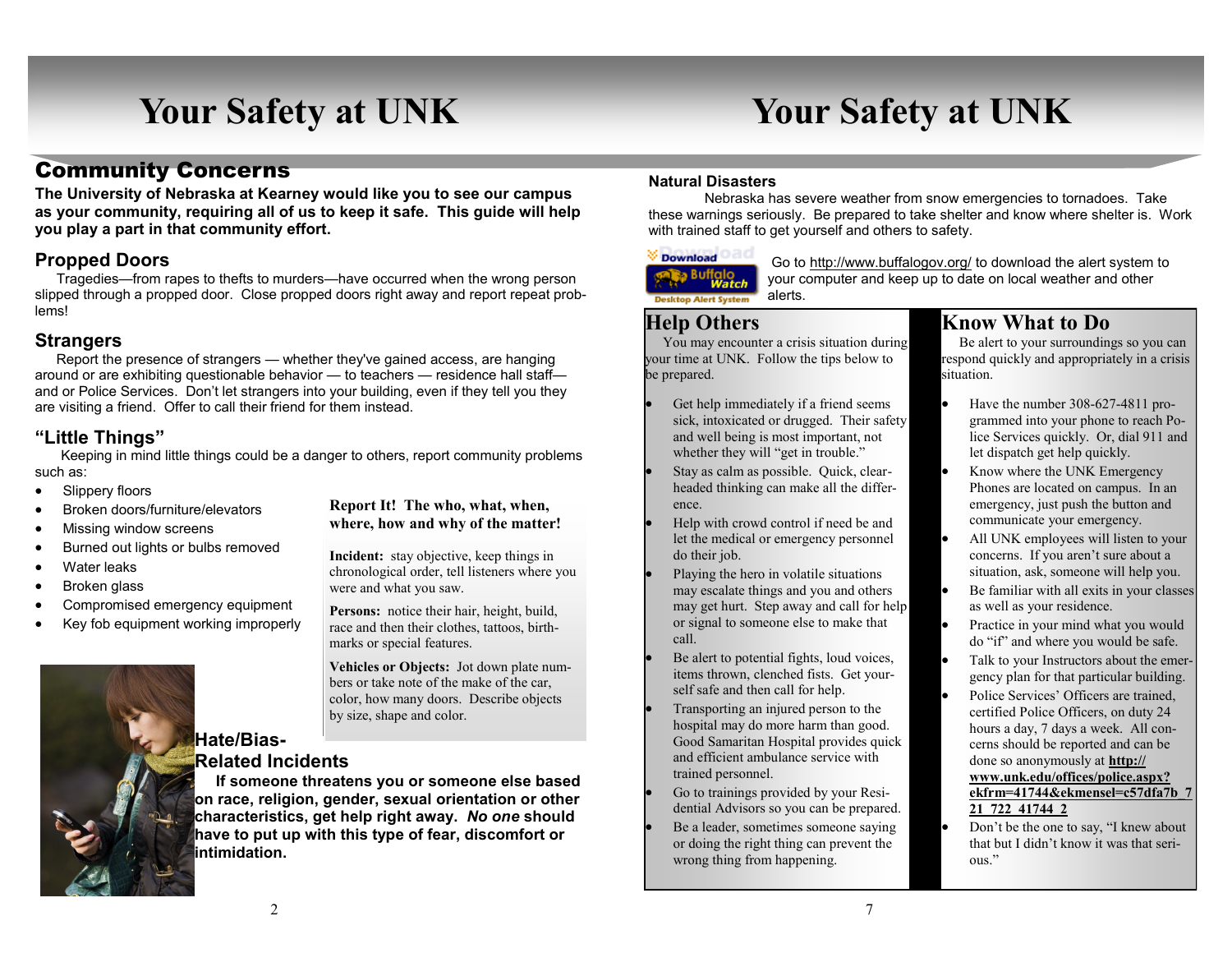# Your Safety at UNK

## Community Concerns

**The University of Nebraska at Kearney would like you to see our campus as your community, requiring all of us to keep it safe. This guide will help you play a part in that community effort.**

### Propped Doors

Tragedies—from rapes to thefts to murders—have occurred when the wrong person slipped through a propped door. Close propped doors right away and report repeat problems!

### Strangers

Report the presence of strangers — whether they've gained access, are hanging around or are exhibiting questionable behavior — to teachers — residence hall staff— and or Police Services. Don't let strangers into your building, even if they tell you they are visiting a friend. Offer to call their friend for them instead.

### "Little Things"

Keeping in mind little things could be a danger to others, report community problems such as:

- Slippery floors
- Broken doors/furniture/elevators
- Missing window screens
- Burned out lights or bulbs removed
- Water leaks
- Broken glass
- Compromised emergency equipment
- Key fob equipment working improperly

**Report It! The who, what, when, where, how and why of the matter!**

**Incident:** stay objective, keep things in chronological order, tell listeners where you were and what you saw.

**Persons:** notice their hair, height, build, race and then their clothes, tattoos, birthmarks or special features.

**Vehicles or Objects:** Jot down plate numbers or take note of the make of the car, color, how many doors. Describe objects by size, shape and color.

### Hate/Bias-Related Incidents

**If someone threatens you or someone else based on race, religion, gender, sexual orientation or other characteristics, get help right away. *No one* should have to put up with this type of fear, discomfort or intimidation.**

# Your Safety at UNK

### Natural Disasters

Nebraska has severe weather from snow emergencies to tornadoes. Take these warnings seriously. Be prepared to take shelter and know where shelter is. Work with trained staff to get yourself and others to safety.

Download Buffalo Watch Desktop Alert System

Go to http://www.buffalogov.org/ to download the alert system to your computer and keep up to date on local weather and other alerts.

## Help Others

You may encounter a crisis situation during your time at UNK. Follow the tips below to be prepared.

- Get help immediately if a friend seems sick, intoxicated or drugged. Their safety and well being is most important, not whether they will "get in trouble."
- Stay as calm as possible. Quick, clear-headed thinking can make all the difference.
- Help with crowd control if need be and let the medical or emergency personnel do their job.
- Playing the hero in volatile situations may escalate things and you and others may get hurt. Step away and call for help or signal to someone else to make that call.
- Be alert to potential fights, loud voices, items thrown, clenched fists. Get yourself safe and then call for help.
- Transporting an injured person to the hospital may do more harm than good. Good Samaritan Hospital provides quick and efficient ambulance service with trained personnel.
- Go to trainings provided by your Residential Advisors so you can be prepared.
- Be a leader, sometimes someone saying or doing the right thing can prevent the wrong thing from happening.

## Know What to Do

Be alert to your surroundings so you can respond quickly and appropriately in a crisis situation.

- Have the number 308-627-4811 programmed into your phone to reach Police Services quickly. Or, dial 911 and let dispatch get help quickly.
- Know where the UNK Emergency Phones are located on campus. In an emergency, just push the button and communicate your emergency.
- All UNK employees will listen to your concerns. If you aren't sure about a situation, ask, someone will help you.
- Be familiar with all exits in your classes as well as your residence.
- Practice in your mind what you would do "if" and where you would be safe.
- Talk to your Instructors about the emergency plan for that particular building.
- Police Services' Officers are trained, certified Police Officers, on duty 24 hours a day, 7 days a week. All concerns should be reported and can be done so anonymously at **http://www.unk.edu/offices/police.aspx?ekfrm=41744&ekmensel=c57dfa7b_721_722_41744_2**
- Don't be the one to say, "I knew about that but I didn't know it was that serious."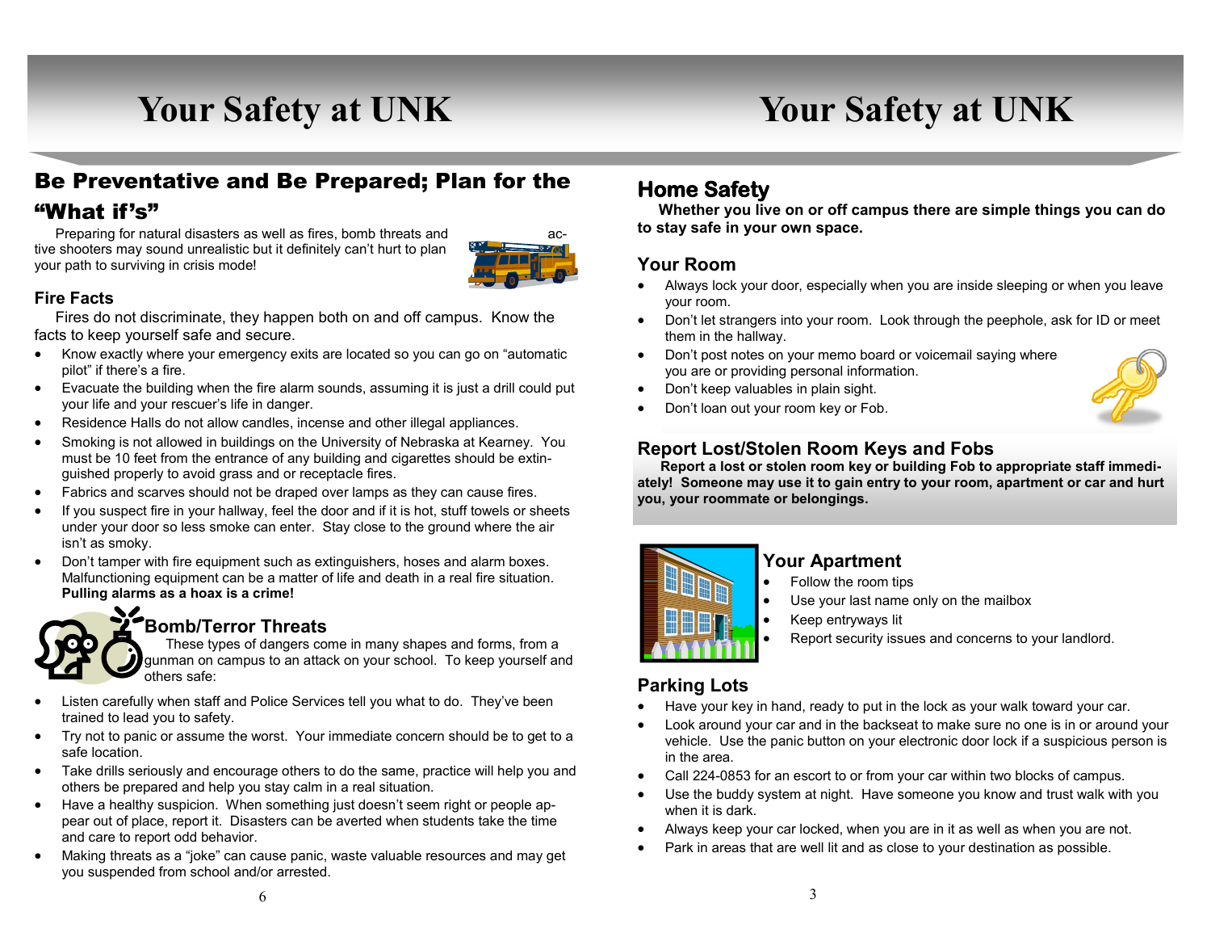# Your Safety at UNK

## Be Preventative and Be Prepared; Plan for the "What if's"

Preparing for natural disasters as well as fires, bomb threats and active shooters may sound unrealistic but it definitely can't hurt to plan your path to surviving in crisis mode!

### Fire Facts

Fires do not discriminate, they happen both on and off campus. Know the facts to keep yourself safe and secure.

- Know exactly where your emergency exits are located so you can go on "automatic pilot" if there's a fire.
- Evacuate the building when the fire alarm sounds, assuming it is just a drill could put your life and your rescuer's life in danger.
- Residence Halls do not allow candles, incense and other illegal appliances.
- Smoking is not allowed in buildings on the University of Nebraska at Kearney. You must be 10 feet from the entrance of any building and cigarettes should be extinguished properly to avoid grass and or receptacle fires.
- Fabrics and scarves should not be draped over lamps as they can cause fires.
- If you suspect fire in your hallway, feel the door and if it is hot, stuff towels or sheets under your door so less smoke can enter. Stay close to the ground where the air isn't as smoky.
- Don't tamper with fire equipment such as extinguishers, hoses and alarm boxes. Malfunctioning equipment can be a matter of life and death in a real fire situation. **Pulling alarms as a hoax is a crime!**

### Bomb/Terror Threats

These types of dangers come in many shapes and forms, from a gunman on campus to an attack on your school. To keep yourself and others safe:

- Listen carefully when staff and Police Services tell you what to do. They've been trained to lead you to safety.
- Try not to panic or assume the worst. Your immediate concern should be to get to a safe location.
- Take drills seriously and encourage others to do the same, practice will help you and others be prepared and help you stay calm in a real situation.
- Have a healthy suspicion. When something just doesn't seem right or people appear out of place, report it. Disasters can be averted when students take the time and care to report odd behavior.
- Making threats as a "joke" can cause panic, waste valuable resources and may get you suspended from school and/or arrested.

# Your Safety at UNK

## Home Safety

**Whether you live on or off campus there are simple things you can do to stay safe in your own space.**

### Your Room

- Always lock your door, especially when you are inside sleeping or when you leave your room.
- Don't let strangers into your room. Look through the peephole, ask for ID or meet them in the hallway.
- Don't post notes on your memo board or voicemail saying where you are or providing personal information.
- Don't keep valuables in plain sight.
- Don't loan out your room key or Fob.

### Report Lost/Stolen Room Keys and Fobs

**Report a lost or stolen room key or building Fob to appropriate staff immediately! Someone may use it to gain entry to your room, apartment or car and hurt you, your roommate or belongings.**

### Your Apartment

- Follow the room tips
- Use your last name only on the mailbox
- Keep entryways lit
- Report security issues and concerns to your landlord.

### Parking Lots

- Have your key in hand, ready to put in the lock as your walk toward your car.
- Look around your car and in the backseat to make sure no one is in or around your vehicle. Use the panic button on your electronic door lock if a suspicious person is in the area.
- Call 224-0853 for an escort to or from your car within two blocks of campus.
- Use the buddy system at night. Have someone you know and trust walk with you when it is dark.
- Always keep your car locked, when you are in it as well as when you are not.
- Park in areas that are well lit and as close to your destination as possible.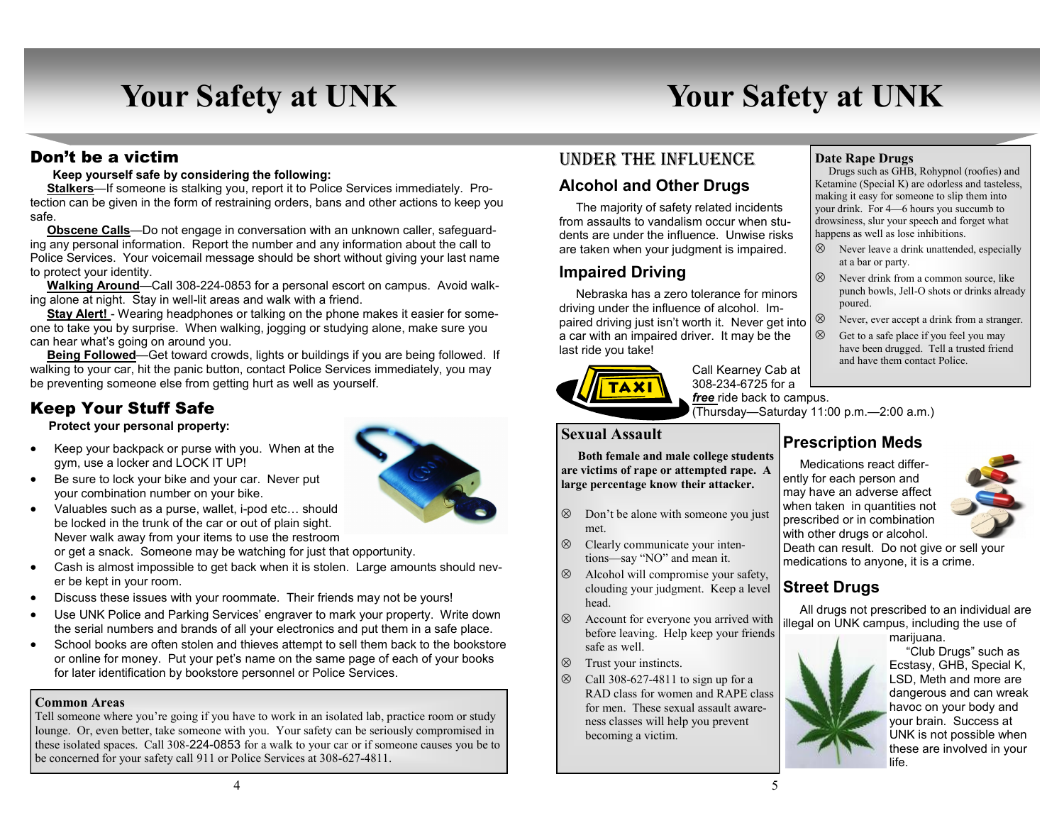# Your Safety at UNK

## Don't be a victim

**Keep yourself safe by considering the following:**

**Stalkers**—If someone is stalking you, report it to Police Services immediately. Protection can be given in the form of restraining orders, bans and other actions to keep you safe.

**Obscene Calls**—Do not engage in conversation with an unknown caller, safeguarding any personal information. Report the number and any information about the call to Police Services. Your voicemail message should be short without giving your last name to protect your identity.

**Walking Around**—Call 308-224-0853 for a personal escort on campus. Avoid walking alone at night. Stay in well-lit areas and walk with a friend.

**Stay Alert!** - Wearing headphones or talking on the phone makes it easier for someone to take you by surprise. When walking, jogging or studying alone, make sure you can hear what's going on around you.

**Being Followed**—Get toward crowds, lights or buildings if you are being followed. If walking to your car, hit the panic button, contact Police Services immediately, you may be preventing someone else from getting hurt as well as yourself.

## Keep Your Stuff Safe

**Protect your personal property:**

- Keep your backpack or purse with you. When at the gym, use a locker and LOCK IT UP!
- Be sure to lock your bike and your car. Never put your combination number on your bike.
- Valuables such as a purse, wallet, i-pod etc… should be locked in the trunk of the car or out of plain sight. Never walk away from your items to use the restroom or get a snack. Someone may be watching for just that opportunity.
- Cash is almost impossible to get back when it is stolen. Large amounts should never be kept in your room.
- Discuss these issues with your roommate. Their friends may not be yours!
- Use UNK Police and Parking Services' engraver to mark your property. Write down the serial numbers and brands of all your electronics and put them in a safe place.
- School books are often stolen and thieves attempt to sell them back to the bookstore or online for money. Put your pet's name on the same page of each of your books for later identification by bookstore personnel or Police Services.

**Common Areas**

Tell someone where you're going if you have to work in an isolated lab, practice room or study lounge. Or, even better, take someone with you. Your safety can be seriously compromised in these isolated spaces. Call 308-224-0853 for a walk to your car or if someone causes you be to be concerned for your safety call 911 or Police Services at 308-627-4811.

# Your Safety at UNK

## UNDER THE INFLUENCE

### Alcohol and Other Drugs

The majority of safety related incidents from assaults to vandalism occur when students are under the influence. Unwise risks are taken when your judgment is impaired.

### Impaired Driving

Nebraska has a zero tolerance for minors driving under the influence of alcohol. Impaired driving just isn't worth it. Never get into a car with an impaired driver. It may be the last ride you take!

Call Kearney Cab at 308-234-6725 for a ***free*** ride back to campus. (Thursday—Saturday 11:00 p.m.—2:00 a.m.)

**Date Rape Drugs**

Drugs such as GHB, Rohypnol (roofies) and Ketamine (Special K) are odorless and tasteless, making it easy for someone to slip them into your drink. For 4—6 hours you succumb to drowsiness, slur your speech and forget what happens as well as lose inhibitions.

- Never leave a drink unattended, especially at a bar or party.
- Never drink from a common source, like punch bowls, Jell-O shots or drinks already poured.
- Never, ever accept a drink from a stranger.
- Get to a safe place if you feel you may have been drugged. Tell a trusted friend and have them contact Police.

**Sexual Assault**

**Both female and male college students are victims of rape or attempted rape. A large percentage know their attacker.**

- Don't be alone with someone you just met.
- Clearly communicate your intentions—say "NO" and mean it.
- Alcohol will compromise your safety, clouding your judgment. Keep a level head.
- Account for everyone you arrived with before leaving. Help keep your friends safe as well.
- Trust your instincts.
- Call 308-627-4811 to sign up for a RAD class for women and RAPE class for men. These sexual assault awareness classes will help you prevent becoming a victim.

### Prescription Meds

Medications react differently for each person and may have an adverse affect when taken in quantities not prescribed or in combination with other drugs or alcohol. Death can result. Do not give or sell your medications to anyone, it is a crime.

### Street Drugs

All drugs not prescribed to an individual are illegal on UNK campus, including the use of marijuana.

"Club Drugs" such as Ecstasy, GHB, Special K, LSD, Meth and more are dangerous and can wreak havoc on your body and your brain. Success at UNK is not possible when these are involved in your life.